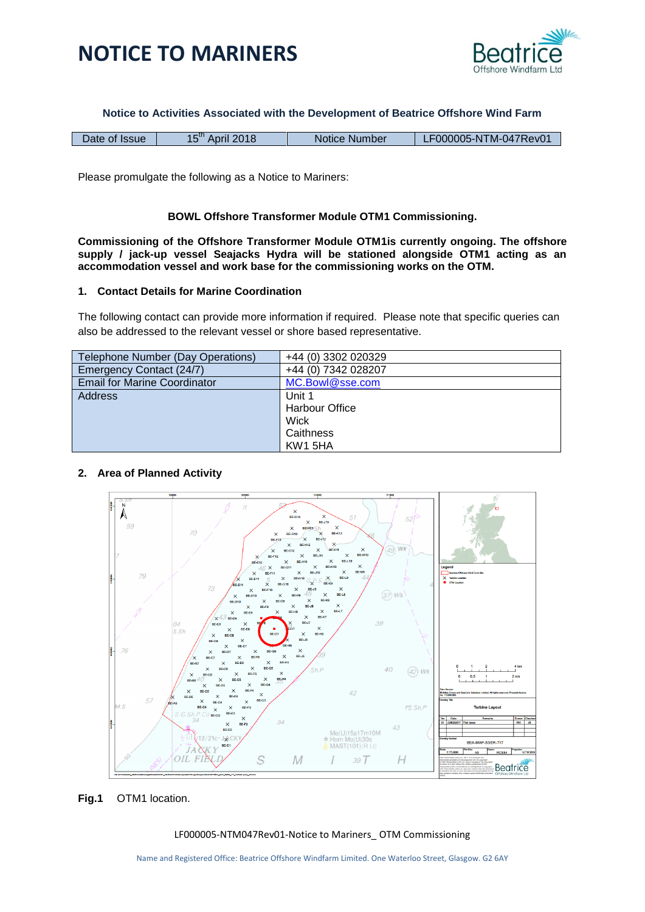# NOTICE TO MARINERS

**Notice to Activities Associated with the Development of Beatrice Offshore Wind Farm**

| Date of Issue | 15th April 2018 | Notice Number | LF000005-NTM-047Rev01 |
|---|---|---|---|

Please promulgate the following as a Notice to Mariners:

**BOWL Offshore Transformer Module OTM1 Commissioning.**

**Commissioning of the Offshore Transformer Module OTM1is currently ongoing. The offshore supply / jack-up vessel Seajacks Hydra will be stationed alongside OTM1 acting as an accommodation vessel and work base for the commissioning works on the OTM.**

## 1. Contact Details for Marine Coordination

The following contact can provide more information if required. Please note that specific queries can also be addressed to the relevant vessel or shore based representative.

| | |
|---|---|
| Telephone Number (Day Operations) | +44 (0) 3302 020329 |
| Emergency Contact (24/7) | +44 (0) 7342 028207 |
| Email for Marine Coordinator | MC.Bowl@sse.com |
| Address | Unit 1<br>Harbour Office<br>Wick<br>Caithness<br>KW1 5HA |

## 2. Area of Planned Activity

**Fig.1** OTM1 location.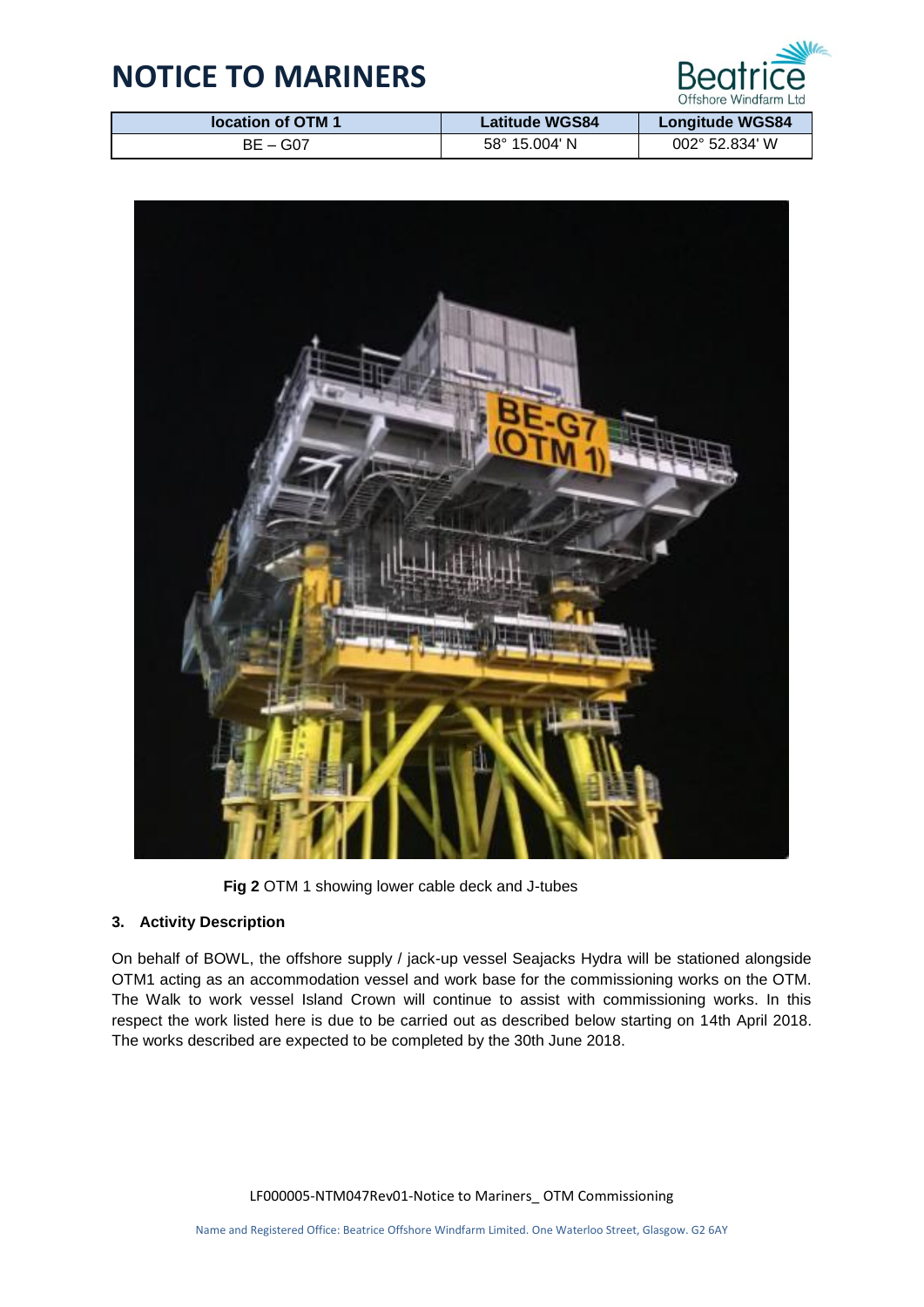| location of OTM 1 | Latitude WGS84 | Longitude WGS84 |
| --- | --- | --- |
| BE – G07 | 58° 15.004' N | 002° 52.834' W |

**Fig 2** OTM 1 showing lower cable deck and J-tubes

### 3. Activity Description

On behalf of BOWL, the offshore supply / jack-up vessel Seajacks Hydra will be stationed alongside OTM1 acting as an accommodation vessel and work base for the commissioning works on the OTM. The Walk to work vessel Island Crown will continue to assist with commissioning works. In this respect the work listed here is due to be carried out as described below starting on 14th April 2018. The works described are expected to be completed by the 30th June 2018.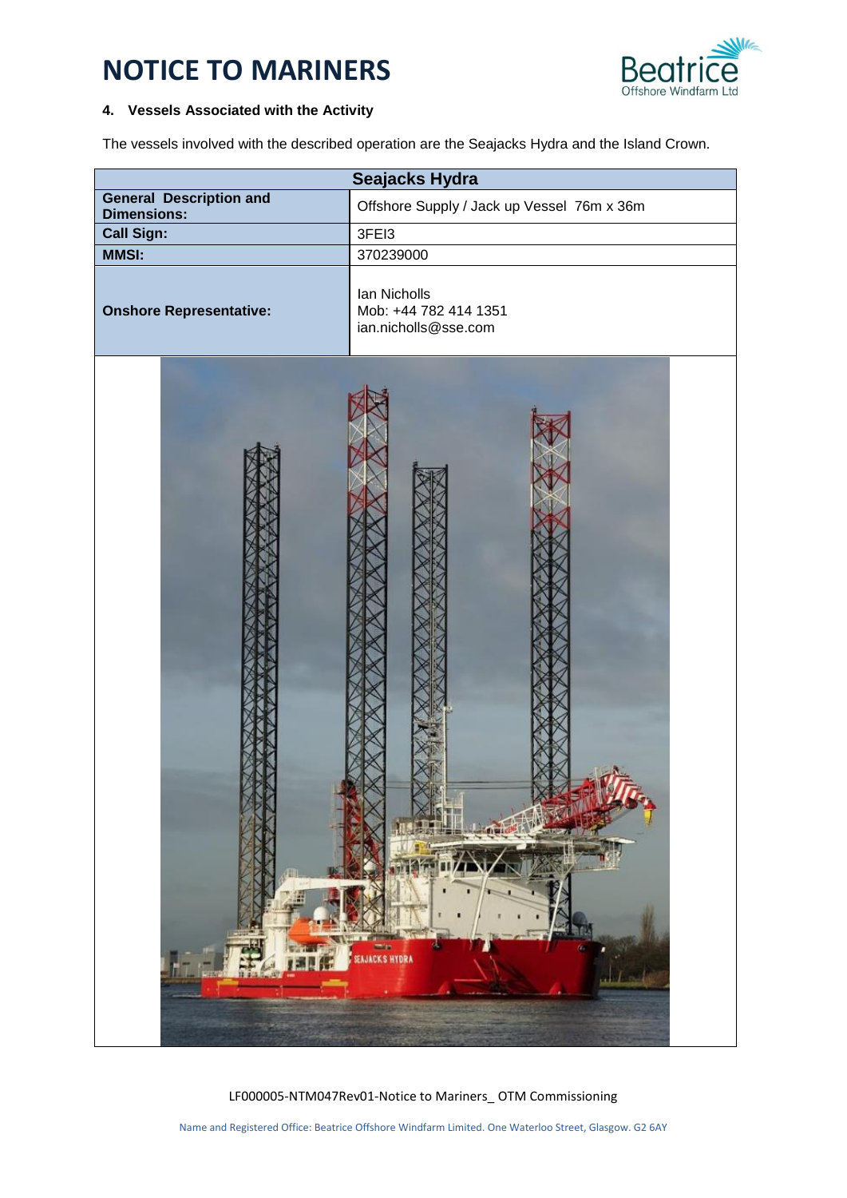# NOTICE TO MARINERS

## 4. Vessels Associated with the Activity

The vessels involved with the described operation are the Seajacks Hydra and the Island Crown.

| Seajacks Hydra | |
|---|---|
| **General Description and Dimensions:** | Offshore Supply / Jack up Vessel 76m x 36m |
| **Call Sign:** | 3FEI3 |
| **MMSI:** | 370239000 |
| **Onshore Representative:** | Ian Nicholls<br>Mob: +44 782 414 1351<br>ian.nicholls@sse.com |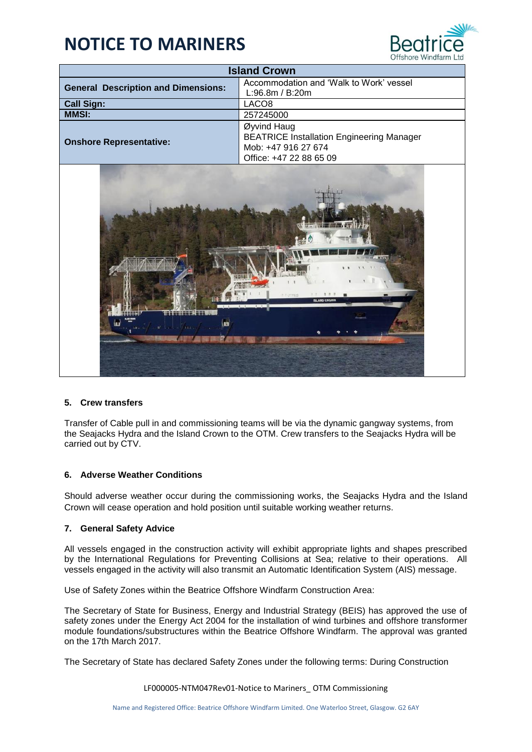# NOTICE TO MARINERS

| Island Crown | |
|---|---|
| **General Description and Dimensions:** | Accommodation and 'Walk to Work' vessel L:96.8m / B:20m |
| **Call Sign:** | LACO8 |
| **MMSI:** | 257245000 |
| **Onshore Representative:** | Øyvind Haug<br>BEATRICE Installation Engineering Manager<br>Mob: +47 916 27 674<br>Office: +47 22 88 65 09 |

### 5. Crew transfers

Transfer of Cable pull in and commissioning teams will be via the dynamic gangway systems, from the Seajacks Hydra and the Island Crown to the OTM. Crew transfers to the Seajacks Hydra will be carried out by CTV.

### 6. Adverse Weather Conditions

Should adverse weather occur during the commissioning works, the Seajacks Hydra and the Island Crown will cease operation and hold position until suitable working weather returns.

### 7. General Safety Advice

All vessels engaged in the construction activity will exhibit appropriate lights and shapes prescribed by the International Regulations for Preventing Collisions at Sea; relative to their operations. All vessels engaged in the activity will also transmit an Automatic Identification System (AIS) message.

Use of Safety Zones within the Beatrice Offshore Windfarm Construction Area:

The Secretary of State for Business, Energy and Industrial Strategy (BEIS) has approved the use of safety zones under the Energy Act 2004 for the installation of wind turbines and offshore transformer module foundations/substructures within the Beatrice Offshore Windfarm. The approval was granted on the 17th March 2017.

The Secretary of State has declared Safety Zones under the following terms: During Construction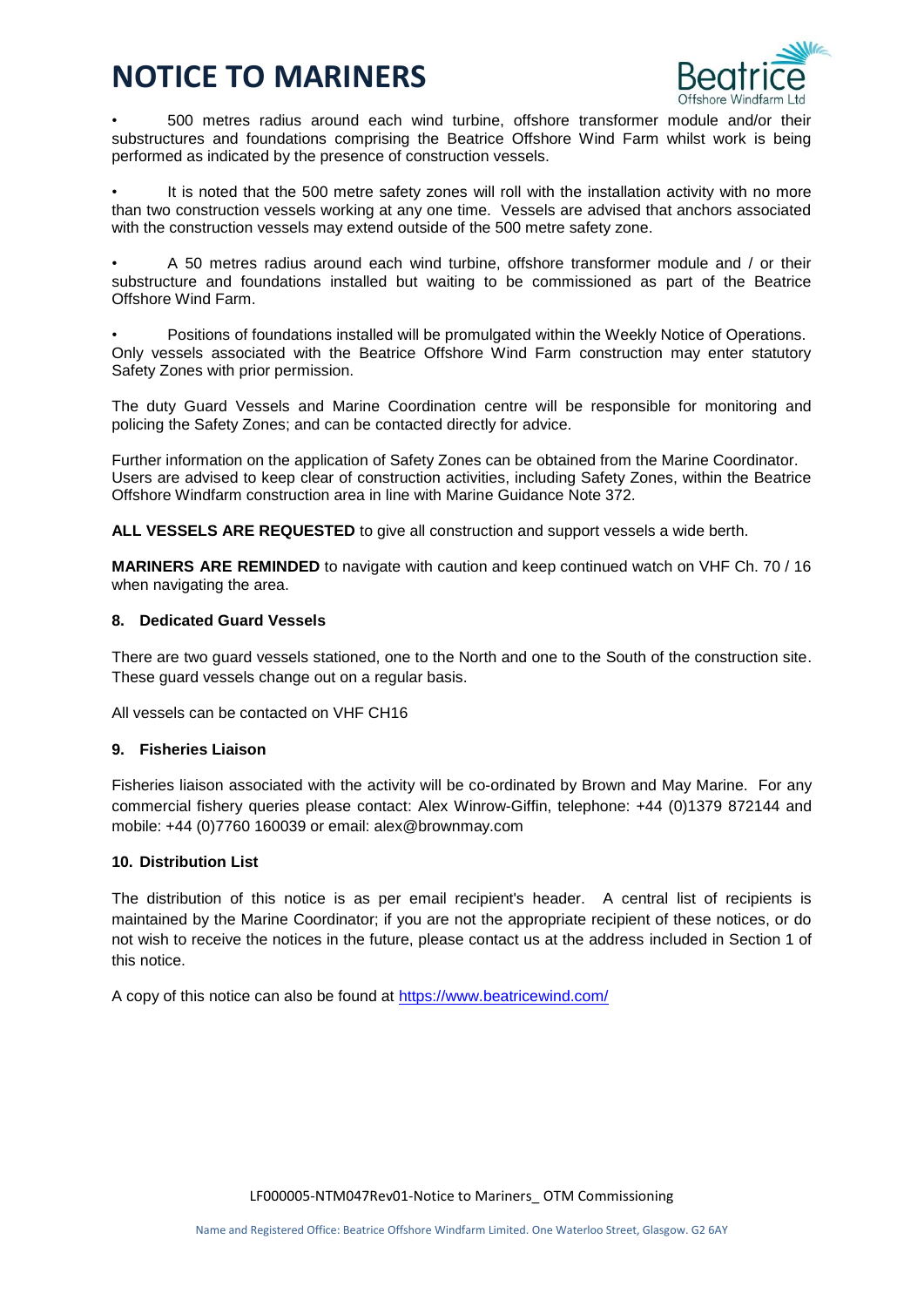- 500 metres radius around each wind turbine, offshore transformer module and/or their substructures and foundations comprising the Beatrice Offshore Wind Farm whilst work is being performed as indicated by the presence of construction vessels.

- It is noted that the 500 metre safety zones will roll with the installation activity with no more than two construction vessels working at any one time. Vessels are advised that anchors associated with the construction vessels may extend outside of the 500 metre safety zone.

- A 50 metres radius around each wind turbine, offshore transformer module and / or their substructure and foundations installed but waiting to be commissioned as part of the Beatrice Offshore Wind Farm.

- Positions of foundations installed will be promulgated within the Weekly Notice of Operations.

Only vessels associated with the Beatrice Offshore Wind Farm construction may enter statutory Safety Zones with prior permission.

The duty Guard Vessels and Marine Coordination centre will be responsible for monitoring and policing the Safety Zones; and can be contacted directly for advice.

Further information on the application of Safety Zones can be obtained from the Marine Coordinator. Users are advised to keep clear of construction activities, including Safety Zones, within the Beatrice Offshore Windfarm construction area in line with Marine Guidance Note 372.

**ALL VESSELS ARE REQUESTED** to give all construction and support vessels a wide berth.

**MARINERS ARE REMINDED** to navigate with caution and keep continued watch on VHF Ch. 70 / 16 when navigating the area.

### 8. Dedicated Guard Vessels

There are two guard vessels stationed, one to the North and one to the South of the construction site. These guard vessels change out on a regular basis.

All vessels can be contacted on VHF CH16

### 9. Fisheries Liaison

Fisheries liaison associated with the activity will be co-ordinated by Brown and May Marine. For any commercial fishery queries please contact: Alex Winrow-Giffin, telephone: +44 (0)1379 872144 and mobile: +44 (0)7760 160039 or email: alex@brownmay.com

### 10. Distribution List

The distribution of this notice is as per email recipient's header. A central list of recipients is maintained by the Marine Coordinator; if you are not the appropriate recipient of these notices, or do not wish to receive the notices in the future, please contact us at the address included in Section 1 of this notice.

A copy of this notice can also be found at [https://www.beatricewind.com/](https://www.beatricewind.com/)